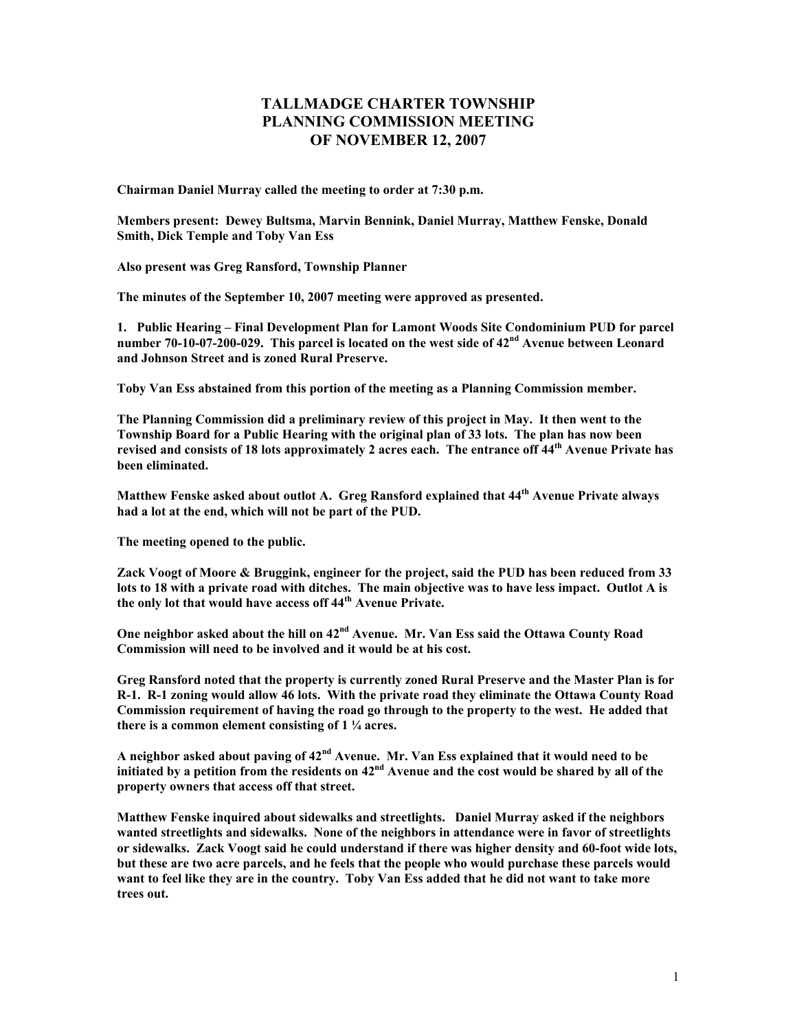# TALLMADGE CHARTER TOWNSHIP
# PLANNING COMMISSION MEETING
# OF NOVEMBER 12, 2007

**Chairman Daniel Murray called the meeting to order at 7:30 p.m.**

**Members present: Dewey Bultsma, Marvin Bennink, Daniel Murray, Matthew Fenske, Donald Smith, Dick Temple and Toby Van Ess**

**Also present was Greg Ransford, Township Planner**

**The minutes of the September 10, 2007 meeting were approved as presented.**

**1. Public Hearing – Final Development Plan for Lamont Woods Site Condominium PUD for parcel number 70-10-07-200-029. This parcel is located on the west side of 42nd Avenue between Leonard and Johnson Street and is zoned Rural Preserve.**

**Toby Van Ess abstained from this portion of the meeting as a Planning Commission member.**

**The Planning Commission did a preliminary review of this project in May. It then went to the Township Board for a Public Hearing with the original plan of 33 lots. The plan has now been revised and consists of 18 lots approximately 2 acres each. The entrance off 44th Avenue Private has been eliminated.**

**Matthew Fenske asked about outlot A. Greg Ransford explained that 44th Avenue Private always had a lot at the end, which will not be part of the PUD.**

**The meeting opened to the public.**

**Zack Voogt of Moore & Bruggink, engineer for the project, said the PUD has been reduced from 33 lots to 18 with a private road with ditches. The main objective was to have less impact. Outlot A is the only lot that would have access off 44th Avenue Private.**

**One neighbor asked about the hill on 42nd Avenue. Mr. Van Ess said the Ottawa County Road Commission will need to be involved and it would be at his cost.**

**Greg Ransford noted that the property is currently zoned Rural Preserve and the Master Plan is for R-1. R-1 zoning would allow 46 lots. With the private road they eliminate the Ottawa County Road Commission requirement of having the road go through to the property to the west. He added that there is a common element consisting of 1 ¼ acres.**

**A neighbor asked about paving of 42nd Avenue. Mr. Van Ess explained that it would need to be initiated by a petition from the residents on 42nd Avenue and the cost would be shared by all of the property owners that access off that street.**

**Matthew Fenske inquired about sidewalks and streetlights. Daniel Murray asked if the neighbors wanted streetlights and sidewalks. None of the neighbors in attendance were in favor of streetlights or sidewalks. Zack Voogt said he could understand if there was higher density and 60-foot wide lots, but these are two acre parcels, and he feels that the people who would purchase these parcels would want to feel like they are in the country. Toby Van Ess added that he did not want to take more trees out.**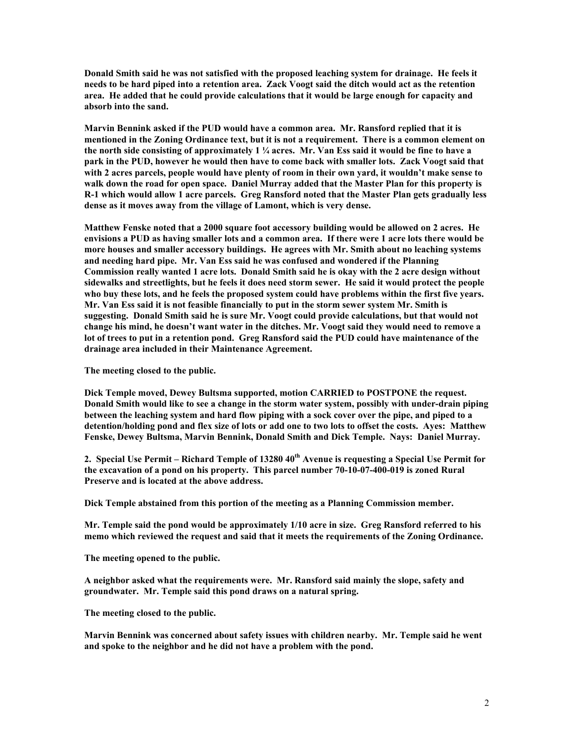**Donald Smith said he was not satisfied with the proposed leaching system for drainage. He feels it needs to be hard piped into a retention area. Zack Voogt said the ditch would act as the retention area. He added that he could provide calculations that it would be large enough for capacity and absorb into the sand.**

**Marvin Bennink asked if the PUD would have a common area. Mr. Ransford replied that it is mentioned in the Zoning Ordinance text, but it is not a requirement. There is a common element on the north side consisting of approximately 1 ¼ acres. Mr. Van Ess said it would be fine to have a park in the PUD, however he would then have to come back with smaller lots. Zack Voogt said that with 2 acres parcels, people would have plenty of room in their own yard, it wouldn't make sense to walk down the road for open space. Daniel Murray added that the Master Plan for this property is R-1 which would allow 1 acre parcels. Greg Ransford noted that the Master Plan gets gradually less dense as it moves away from the village of Lamont, which is very dense.**

**Matthew Fenske noted that a 2000 square foot accessory building would be allowed on 2 acres. He envisions a PUD as having smaller lots and a common area. If there were 1 acre lots there would be more houses and smaller accessory buildings. He agrees with Mr. Smith about no leaching systems and needing hard pipe. Mr. Van Ess said he was confused and wondered if the Planning Commission really wanted 1 acre lots. Donald Smith said he is okay with the 2 acre design without sidewalks and streetlights, but he feels it does need storm sewer. He said it would protect the people who buy these lots, and he feels the proposed system could have problems within the first five years. Mr. Van Ess said it is not feasible financially to put in the storm sewer system Mr. Smith is suggesting. Donald Smith said he is sure Mr. Voogt could provide calculations, but that would not change his mind, he doesn't want water in the ditches. Mr. Voogt said they would need to remove a lot of trees to put in a retention pond. Greg Ransford said the PUD could have maintenance of the drainage area included in their Maintenance Agreement.**

**The meeting closed to the public.**

**Dick Temple moved, Dewey Bultsma supported, motion CARRIED to POSTPONE the request. Donald Smith would like to see a change in the storm water system, possibly with under-drain piping between the leaching system and hard flow piping with a sock cover over the pipe, and piped to a detention/holding pond and flex size of lots or add one to two lots to offset the costs. Ayes: Matthew Fenske, Dewey Bultsma, Marvin Bennink, Donald Smith and Dick Temple. Nays: Daniel Murray.**

**2. Special Use Permit – Richard Temple of 13280 40th Avenue is requesting a Special Use Permit for the excavation of a pond on his property. This parcel number 70-10-07-400-019 is zoned Rural Preserve and is located at the above address.**

**Dick Temple abstained from this portion of the meeting as a Planning Commission member.**

**Mr. Temple said the pond would be approximately 1/10 acre in size. Greg Ransford referred to his memo which reviewed the request and said that it meets the requirements of the Zoning Ordinance.**

**The meeting opened to the public.**

**A neighbor asked what the requirements were. Mr. Ransford said mainly the slope, safety and groundwater. Mr. Temple said this pond draws on a natural spring.**

**The meeting closed to the public.**

**Marvin Bennink was concerned about safety issues with children nearby. Mr. Temple said he went and spoke to the neighbor and he did not have a problem with the pond.**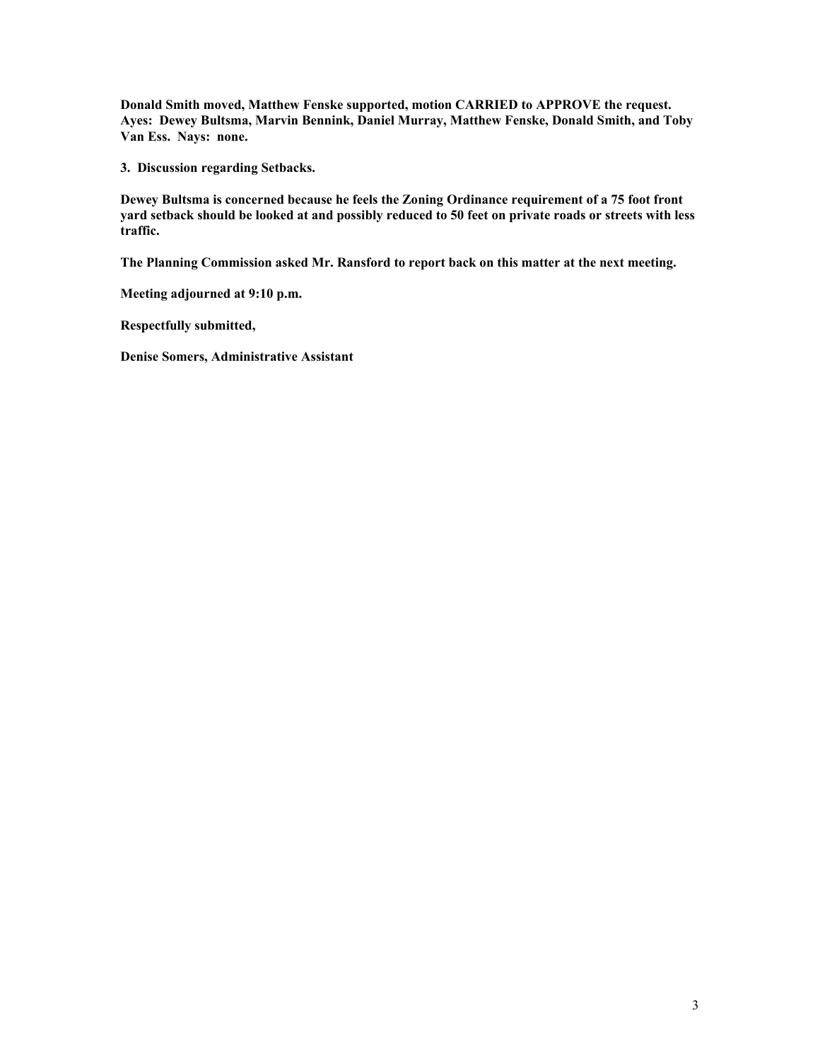**Donald Smith moved, Matthew Fenske supported, motion CARRIED to APPROVE the request. Ayes: Dewey Bultsma, Marvin Bennink, Daniel Murray, Matthew Fenske, Donald Smith, and Toby Van Ess. Nays: none.**

**3. Discussion regarding Setbacks.**

**Dewey Bultsma is concerned because he feels the Zoning Ordinance requirement of a 75 foot front yard setback should be looked at and possibly reduced to 50 feet on private roads or streets with less traffic.**

**The Planning Commission asked Mr. Ransford to report back on this matter at the next meeting.**

**Meeting adjourned at 9:10 p.m.**

**Respectfully submitted,**

**Denise Somers, Administrative Assistant**